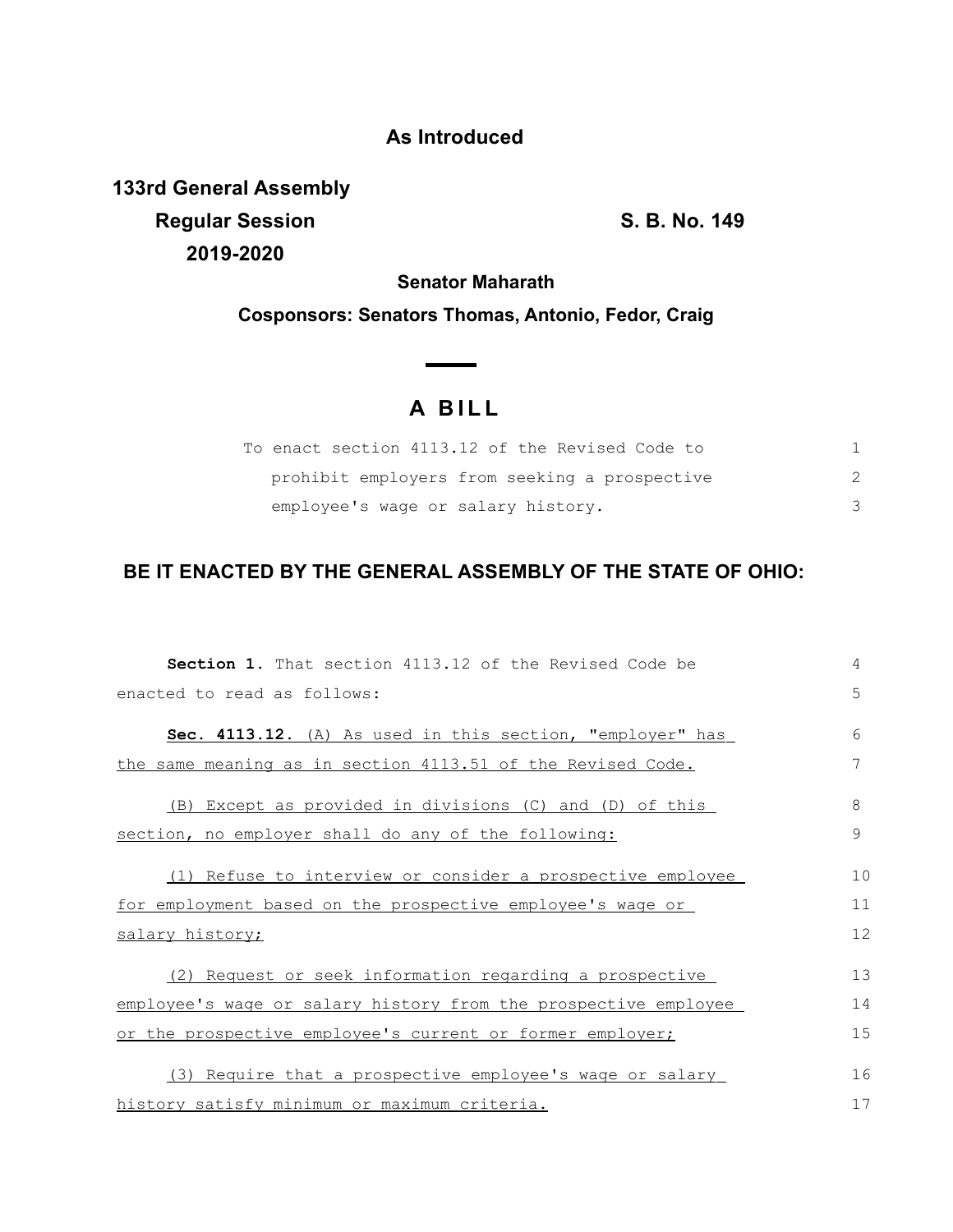**As Introduced**

**133rd General Assembly**
**Regular Session** **S. B. No. 149**
**2019-2020**

**Senator Maharath**

**Cosponsors: Senators Thomas, Antonio, Fedor, Craig**

# A BILL

To enact section 4113.12 of the Revised Code to prohibit employers from seeking a prospective employee's wage or salary history.

## BE IT ENACTED BY THE GENERAL ASSEMBLY OF THE STATE OF OHIO:

**Section 1.** That section 4113.12 of the Revised Code be enacted to read as follows:

**Sec. 4113.12.** (A) As used in this section, "employer" has the same meaning as in section 4113.51 of the Revised Code.

(B) Except as provided in divisions (C) and (D) of this section, no employer shall do any of the following:

(1) Refuse to interview or consider a prospective employee for employment based on the prospective employee's wage or salary history;

(2) Request or seek information regarding a prospective employee's wage or salary history from the prospective employee or the prospective employee's current or former employer;

(3) Require that a prospective employee's wage or salary history satisfy minimum or maximum criteria.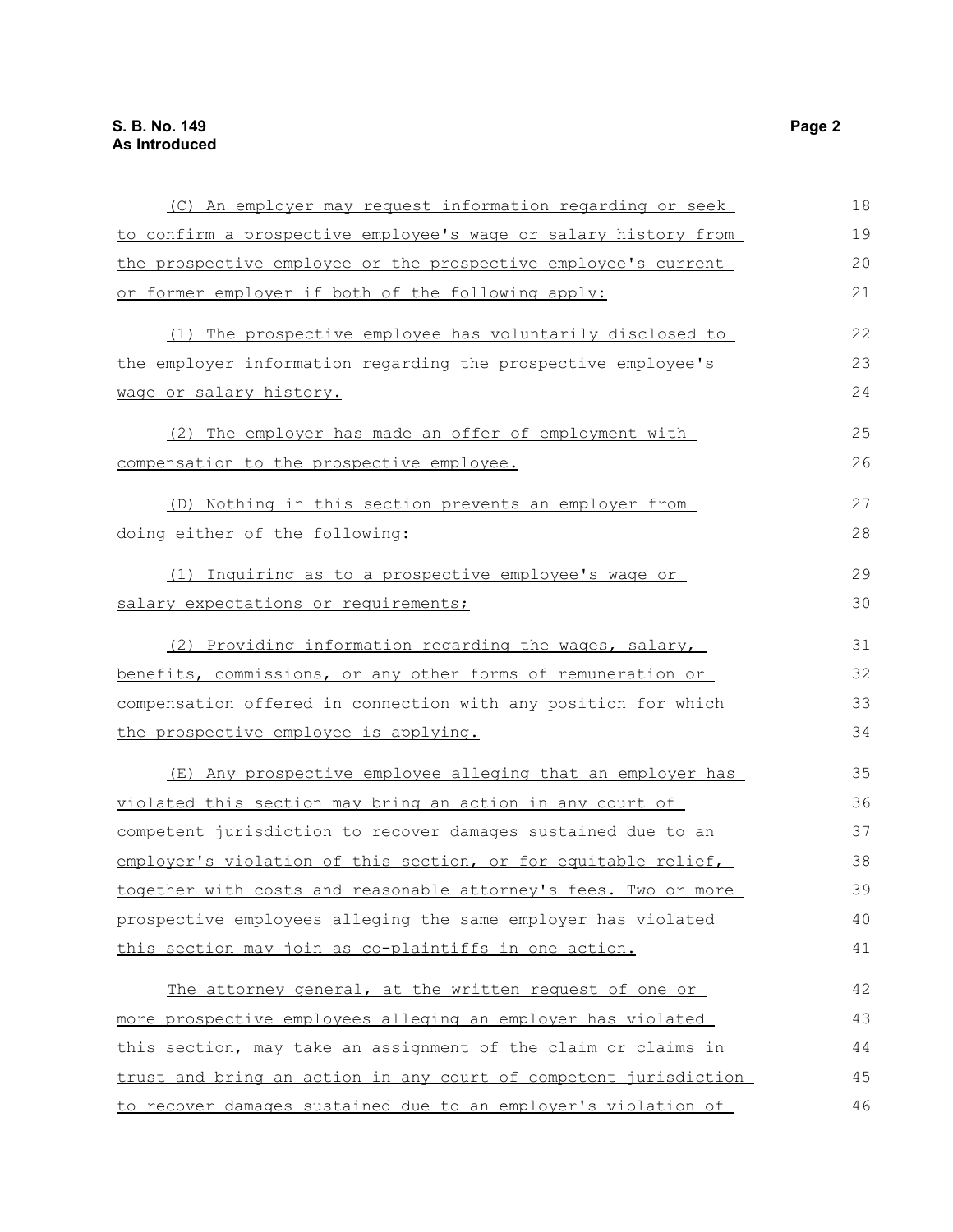(C) An employer may request information regarding or seek to confirm a prospective employee's wage or salary history from the prospective employee or the prospective employee's current or former employer if both of the following apply:

(1) The prospective employee has voluntarily disclosed to the employer information regarding the prospective employee's wage or salary history.

(2) The employer has made an offer of employment with compensation to the prospective employee.

(D) Nothing in this section prevents an employer from doing either of the following:

(1) Inquiring as to a prospective employee's wage or salary expectations or requirements;

(2) Providing information regarding the wages, salary, benefits, commissions, or any other forms of remuneration or compensation offered in connection with any position for which the prospective employee is applying.

(E) Any prospective employee alleging that an employer has violated this section may bring an action in any court of competent jurisdiction to recover damages sustained due to an employer's violation of this section, or for equitable relief, together with costs and reasonable attorney's fees. Two or more prospective employees alleging the same employer has violated this section may join as co-plaintiffs in one action.

The attorney general, at the written request of one or more prospective employees alleging an employer has violated this section, may take an assignment of the claim or claims in trust and bring an action in any court of competent jurisdiction to recover damages sustained due to an employer's violation of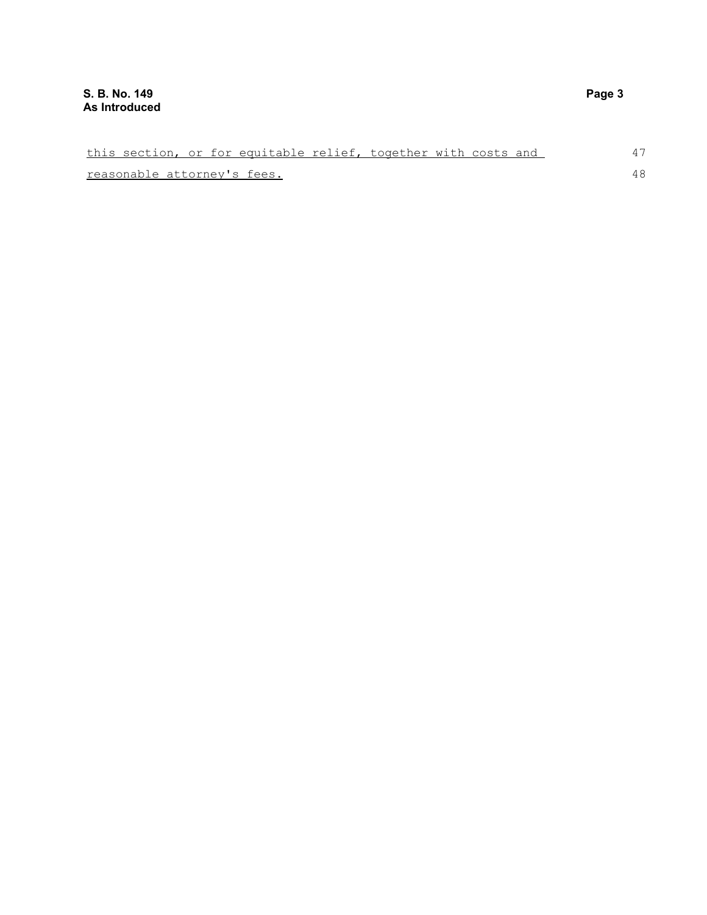this section, or for equitable relief, together with costs and reasonable attorney's fees.